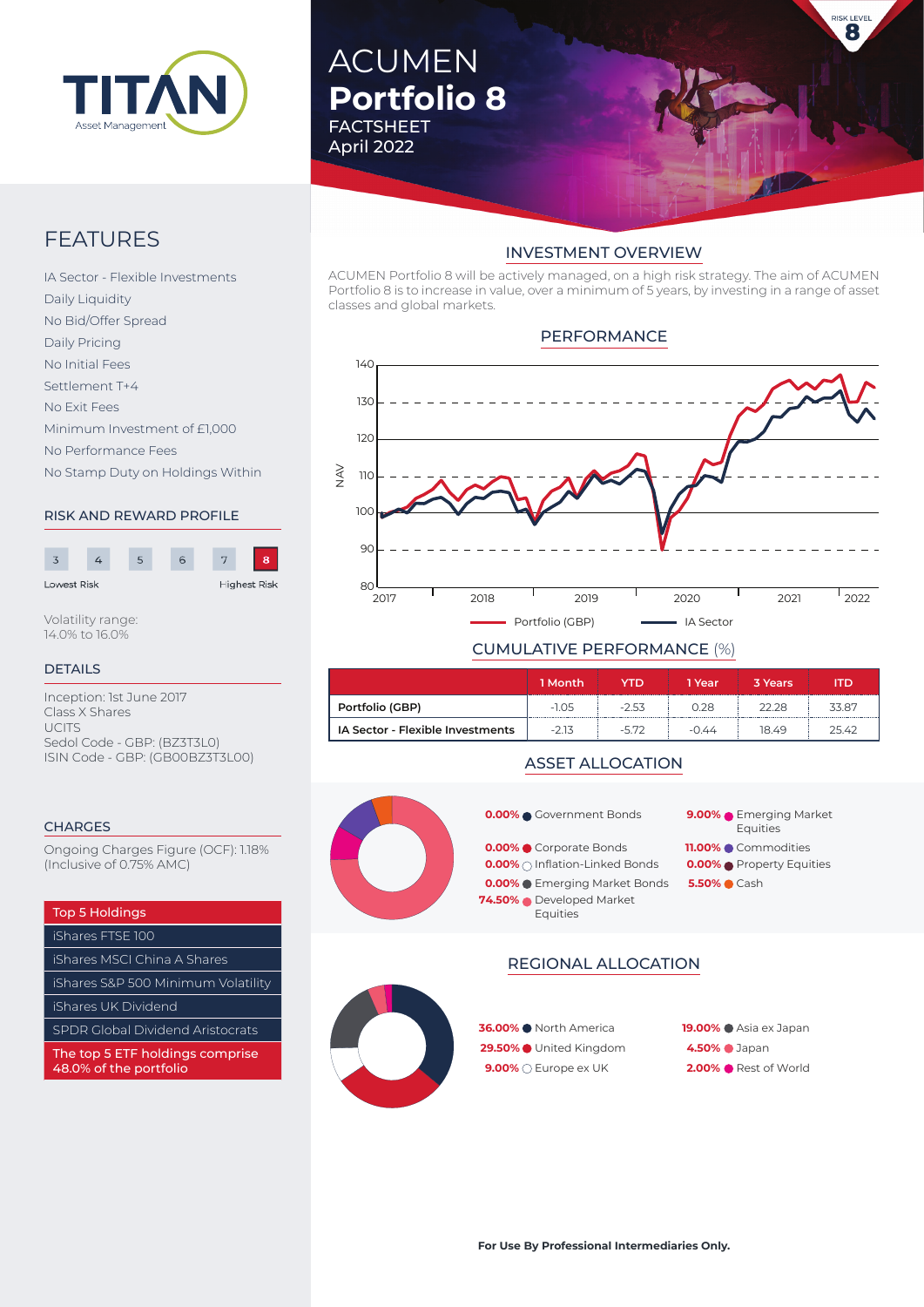TITAN Asset Management

# ACUMEN **Portfolio 8**

FACTSHEET
April 2022

RISK LEVEL 8

## FEATURES

IA Sector - Flexible Investments
Daily Liquidity
No Bid/Offer Spread
Daily Pricing
No Initial Fees
Settlement T+4
No Exit Fees
Minimum Investment of £1,000
No Performance Fees
No Stamp Duty on Holdings Within

### RISK AND REWARD PROFILE

3 4 5 6 7 8

Lowest Risk — Highest Risk

Volatility range:
14.0% to 16.0%

### DETAILS

Inception: 1st June 2017
Class X Shares
UCITS
Sedol Code - GBP: (BZ3T3L0)
ISIN Code - GBP: (GB00BZ3T3L00)

### CHARGES

Ongoing Charges Figure (OCF): 1.18%
(Inclusive of 0.75% AMC)

| Top 5 Holdings |
|---|
| iShares FTSE 100 |
| iShares MSCI China A Shares |
| iShares S&P 500 Minimum Volatility |
| iShares UK Dividend |
| SPDR Global Dividend Aristocrats |
| The top 5 ETF holdings comprise 48.0% of the portfolio |

## INVESTMENT OVERVIEW

ACUMEN Portfolio 8 will be actively managed, on a high risk strategy. The aim of ACUMEN Portfolio 8 is to increase in value, over a minimum of 5 years, by investing in a range of asset classes and global markets.

## PERFORMANCE

NAV
140
130
120
110
100
90
80
2017
2018
2019
2020
2021
2022

Portfolio (GBP)
IA Sector

## CUMULATIVE PERFORMANCE (%)

| | 1 Month | YTD | 1 Year | 3 Years | ITD |
|---|---|---|---|---|---|
| **Portfolio (GBP)** | -1.05 | -2.53 | 0.28 | 22.28 | 33.87 |
| **IA Sector - Flexible Investments** | -2.13 | -5.72 | -0.44 | 18.49 | 25.42 |

## ASSET ALLOCATION

**0.00%** Government Bonds
**0.00%** Corporate Bonds
**0.00%** Inflation-Linked Bonds
**0.00%** Emerging Market Bonds
**74.50%** Developed Market Equities
**9.00%** Emerging Market Equities
**11.00%** Commodities
**0.00%** Property Equities
**5.50%** Cash

## REGIONAL ALLOCATION

**36.00%** North America
**29.50%** United Kingdom
**9.00%** Europe ex UK
**19.00%** Asia ex Japan
**4.50%** Japan
**2.00%** Rest of World

**For Use By Professional Intermediaries Only.**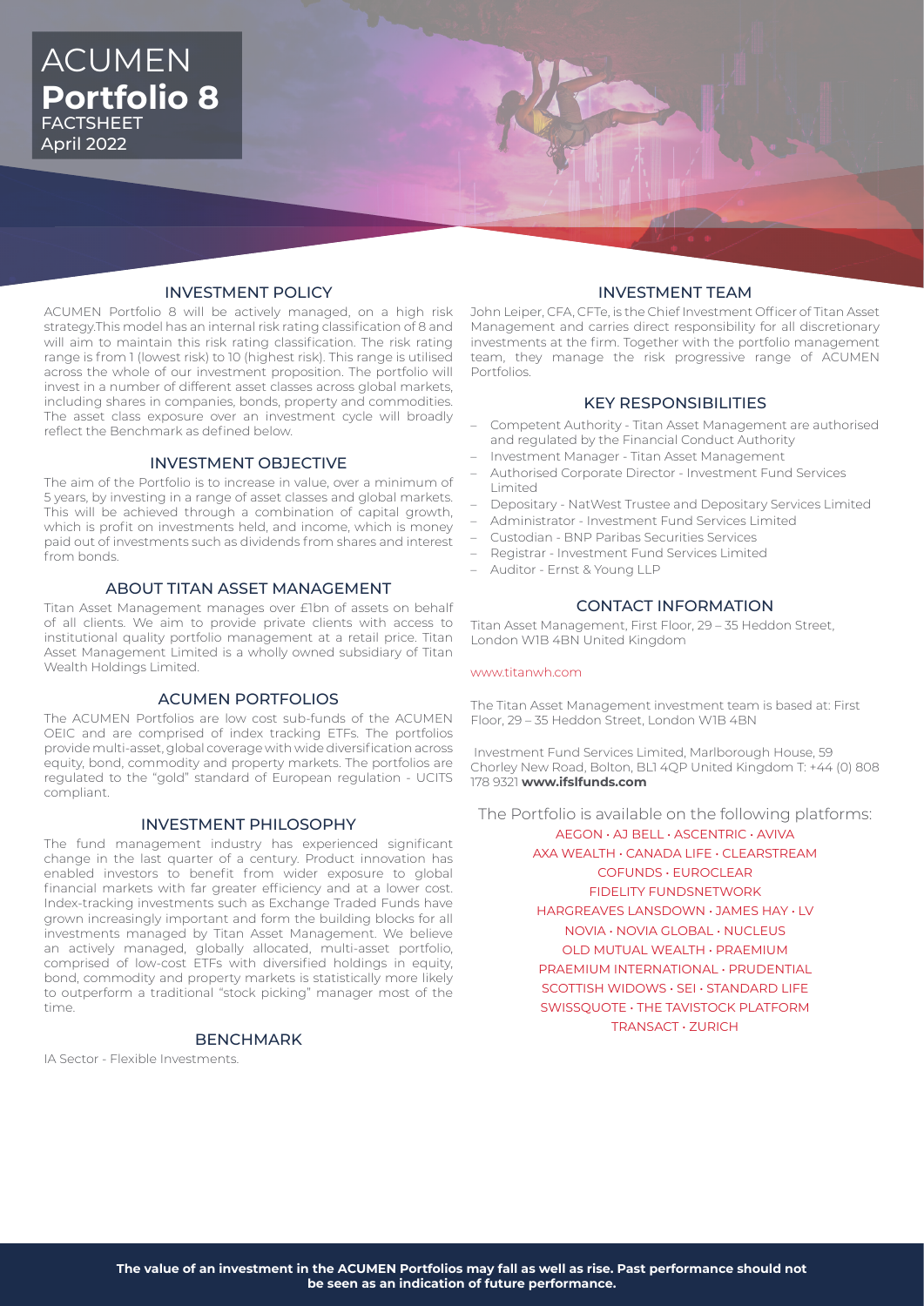# ACUMEN **Portfolio 8**

FACTSHEET

April 2022

## INVESTMENT POLICY

ACUMEN Portfolio 8 will be actively managed, on a high risk strategy.This model has an internal risk rating classification of 8 and will aim to maintain this risk rating classification. The risk rating range is from 1 (lowest risk) to 10 (highest risk). This range is utilised across the whole of our investment proposition. The portfolio will invest in a number of different asset classes across global markets, including shares in companies, bonds, property and commodities. The asset class exposure over an investment cycle will broadly reflect the Benchmark as defined below.

## INVESTMENT OBJECTIVE

The aim of the Portfolio is to increase in value, over a minimum of 5 years, by investing in a range of asset classes and global markets. This will be achieved through a combination of capital growth, which is profit on investments held, and income, which is money paid out of investments such as dividends from shares and interest from bonds.

## ABOUT TITAN ASSET MANAGEMENT

Titan Asset Management manages over £1bn of assets on behalf of all clients. We aim to provide private clients with access to institutional quality portfolio management at a retail price. Titan Asset Management Limited is a wholly owned subsidiary of Titan Wealth Holdings Limited.

## ACUMEN PORTFOLIOS

The ACUMEN Portfolios are low cost sub-funds of the ACUMEN OEIC and are comprised of index tracking ETFs. The portfolios provide multi-asset, global coverage with wide diversification across equity, bond, commodity and property markets. The portfolios are regulated to the "gold" standard of European regulation - UCITS compliant.

## INVESTMENT PHILOSOPHY

The fund management industry has experienced significant change in the last quarter of a century. Product innovation has enabled investors to benefit from wider exposure to global financial markets with far greater efficiency and at a lower cost. Index-tracking investments such as Exchange Traded Funds have grown increasingly important and form the building blocks for all investments managed by Titan Asset Management. We believe an actively managed, globally allocated, multi-asset portfolio, comprised of low-cost ETFs with diversified holdings in equity, bond, commodity and property markets is statistically more likely to outperform a traditional "stock picking" manager most of the time.

## BENCHMARK

IA Sector - Flexible Investments.

## INVESTMENT TEAM

John Leiper, CFA, CFTe, is the Chief Investment Officer of Titan Asset Management and carries direct responsibility for all discretionary investments at the firm. Together with the portfolio management team, they manage the risk progressive range of ACUMEN Portfolios.

## KEY RESPONSIBILITIES

- Competent Authority - Titan Asset Management are authorised and regulated by the Financial Conduct Authority
- Investment Manager - Titan Asset Management
- Authorised Corporate Director - Investment Fund Services Limited
- Depositary - NatWest Trustee and Depositary Services Limited
- Administrator - Investment Fund Services Limited
- Custodian - BNP Paribas Securities Services
- Registrar - Investment Fund Services Limited
- Auditor - Ernst & Young LLP

## CONTACT INFORMATION

Titan Asset Management, First Floor, 29 – 35 Heddon Street, London W1B 4BN United Kingdom

www.titanwh.com

The Titan Asset Management investment team is based at: First Floor, 29 – 35 Heddon Street, London W1B 4BN

Investment Fund Services Limited, Marlborough House, 59 Chorley New Road, Bolton, BL1 4QP United Kingdom T: +44 (0) 808 178 9321 **www.ifslfunds.com**

The Portfolio is available on the following platforms:

AEGON • AJ BELL • ASCENTRIC • AVIVA
AXA WEALTH • CANADA LIFE • CLEARSTREAM
COFUNDS • EUROCLEAR
FIDELITY FUNDSNETWORK
HARGREAVES LANSDOWN • JAMES HAY • LV
NOVIA • NOVIA GLOBAL • NUCLEUS
OLD MUTUAL WEALTH • PRAEMIUM
PRAEMIUM INTERNATIONAL • PRUDENTIAL
SCOTTISH WIDOWS • SEI • STANDARD LIFE
SWISSQUOTE • THE TAVISTOCK PLATFORM
TRANSACT • ZURICH

**The value of an investment in the ACUMEN Portfolios may fall as well as rise. Past performance should not be seen as an indication of future performance.**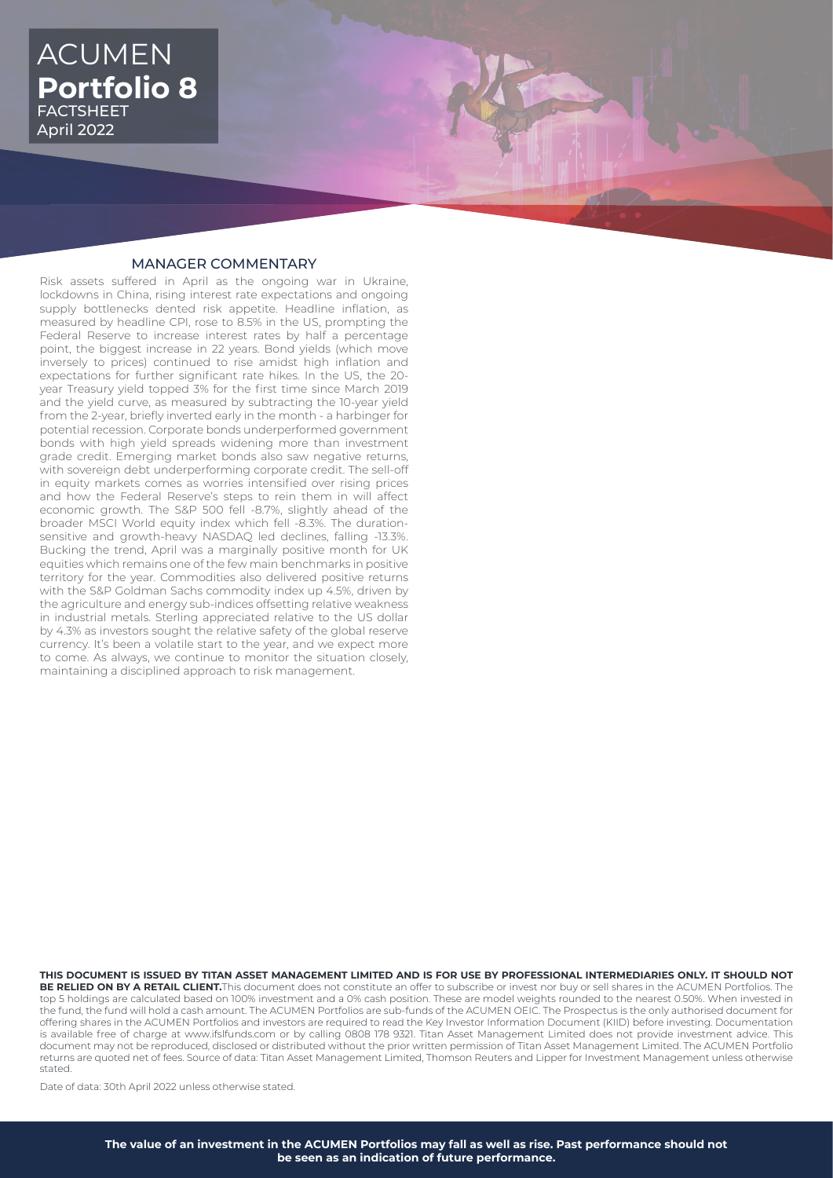# ACUMEN **Portfolio 8**

FACTSHEET
April 2022

## MANAGER COMMENTARY

Risk assets suffered in April as the ongoing war in Ukraine, lockdowns in China, rising interest rate expectations and ongoing supply bottlenecks dented risk appetite. Headline inflation, as measured by headline CPI, rose to 8.5% in the US, prompting the Federal Reserve to increase interest rates by half a percentage point, the biggest increase in 22 years. Bond yields (which move inversely to prices) continued to rise amidst high inflation and expectations for further significant rate hikes. In the US, the 20-year Treasury yield topped 3% for the first time since March 2019 and the yield curve, as measured by subtracting the 10-year yield from the 2-year, briefly inverted early in the month - a harbinger for potential recession. Corporate bonds underperformed government bonds with high yield spreads widening more than investment grade credit. Emerging market bonds also saw negative returns, with sovereign debt underperforming corporate credit. The sell-off in equity markets comes as worries intensified over rising prices and how the Federal Reserve's steps to rein them in will affect economic growth. The S&P 500 fell -8.7%, slightly ahead of the broader MSCI World equity index which fell -8.3%. The duration-sensitive and growth-heavy NASDAQ led declines, falling -13.3%. Bucking the trend, April was a marginally positive month for UK equities which remains one of the few main benchmarks in positive territory for the year. Commodities also delivered positive returns with the S&P Goldman Sachs commodity index up 4.5%, driven by the agriculture and energy sub-indices offsetting relative weakness in industrial metals. Sterling appreciated relative to the US dollar by 4.3% as investors sought the relative safety of the global reserve currency. It's been a volatile start to the year, and we expect more to come. As always, we continue to monitor the situation closely, maintaining a disciplined approach to risk management.

**THIS DOCUMENT IS ISSUED BY TITAN ASSET MANAGEMENT LIMITED AND IS FOR USE BY PROFESSIONAL INTERMEDIARIES ONLY. IT SHOULD NOT BE RELIED ON BY A RETAIL CLIENT.** This document does not constitute an offer to subscribe or invest nor buy or sell shares in the ACUMEN Portfolios. The top 5 holdings are calculated based on 100% investment and a 0% cash position. These are model weights rounded to the nearest 0.50%. When invested in the fund, the fund will hold a cash amount. The ACUMEN Portfolios are sub-funds of the ACUMEN OEIC. The Prospectus is the only authorised document for offering shares in the ACUMEN Portfolios and investors are required to read the Key Investor Information Document (KIID) before investing. Documentation is available free of charge at www.ifslfunds.com or by calling 0808 178 9321. Titan Asset Management Limited does not provide investment advice. This document may not be reproduced, disclosed or distributed without the prior written permission of Titan Asset Management Limited. The ACUMEN Portfolio returns are quoted net of fees. Source of data: Titan Asset Management Limited, Thomson Reuters and Lipper for Investment Management unless otherwise stated.

Date of data: 30th April 2022 unless otherwise stated.

**The value of an investment in the ACUMEN Portfolios may fall as well as rise. Past performance should not be seen as an indication of future performance.**